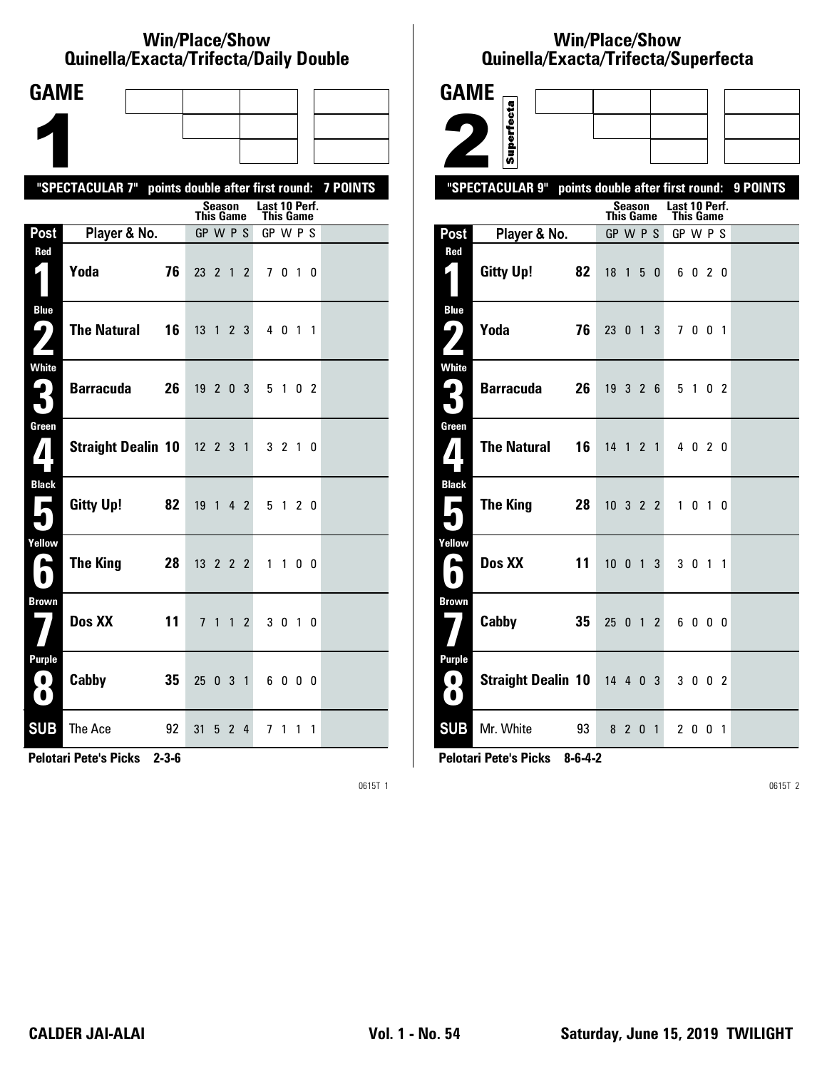## Win/Place/Show
## Quinella/Exacta/Trifecta/Daily Double

# GAME 1

**"SPECTACULAR 7" points double after first round: 7 POINTS**

| Post | Player & No. | | Season This Game GP | W | P | S | Last 10 Perf. This Game GP | W | P | S |
|---|---|---|---|---|---|---|---|---|---|---|
| Red 1 | Yoda | 76 | 23 | 2 | 1 | 2 | 7 | 0 | 1 | 0 |
| Blue 2 | The Natural | 16 | 13 | 1 | 2 | 3 | 4 | 0 | 1 | 1 |
| White 3 | Barracuda | 26 | 19 | 2 | 0 | 3 | 5 | 1 | 0 | 2 |
| Green 4 | Straight Dealin | 10 | 12 | 2 | 3 | 1 | 3 | 2 | 1 | 0 |
| Black 5 | Gitty Up! | 82 | 19 | 1 | 4 | 2 | 5 | 1 | 2 | 0 |
| Yellow 6 | The King | 28 | 13 | 2 | 2 | 2 | 1 | 1 | 0 | 0 |
| Brown 7 | Dos XX | 11 | 7 | 1 | 1 | 2 | 3 | 0 | 1 | 0 |
| Purple 8 | Cabby | 35 | 25 | 0 | 3 | 1 | 6 | 0 | 0 | 0 |
| SUB | The Ace | 92 | 31 | 5 | 2 | 4 | 7 | 1 | 1 | 1 |

**Pelotari Pete's Picks 2-3-6**

0615T 1

## Win/Place/Show
## Quinella/Exacta/Trifecta/Superfecta

# GAME 2

Superfecta

**"SPECTACULAR 9" points double after first round: 9 POINTS**

| Post | Player & No. | | Season This Game GP | W | P | S | Last 10 Perf. This Game GP | W | P | S |
|---|---|---|---|---|---|---|---|---|---|---|
| Red 1 | Gitty Up! | 82 | 18 | 1 | 5 | 0 | 6 | 0 | 2 | 0 |
| Blue 2 | Yoda | 76 | 23 | 0 | 1 | 3 | 7 | 0 | 0 | 1 |
| White 3 | Barracuda | 26 | 19 | 3 | 2 | 6 | 5 | 1 | 0 | 2 |
| Green 4 | The Natural | 16 | 14 | 1 | 2 | 1 | 4 | 0 | 2 | 0 |
| Black 5 | The King | 28 | 10 | 3 | 2 | 2 | 1 | 0 | 1 | 0 |
| Yellow 6 | Dos XX | 11 | 10 | 0 | 1 | 3 | 3 | 0 | 1 | 1 |
| Brown 7 | Cabby | 35 | 25 | 0 | 1 | 2 | 6 | 0 | 0 | 0 |
| Purple 8 | Straight Dealin | 10 | 14 | 4 | 0 | 3 | 3 | 0 | 0 | 2 |
| SUB | Mr. White | 93 | 8 | 2 | 0 | 1 | 2 | 0 | 0 | 1 |

**Pelotari Pete's Picks 8-6-4-2**

0615T 2

**CALDER JAI-ALAI** **Vol. 1 - No. 54** **Saturday, June 15, 2019 TWILIGHT**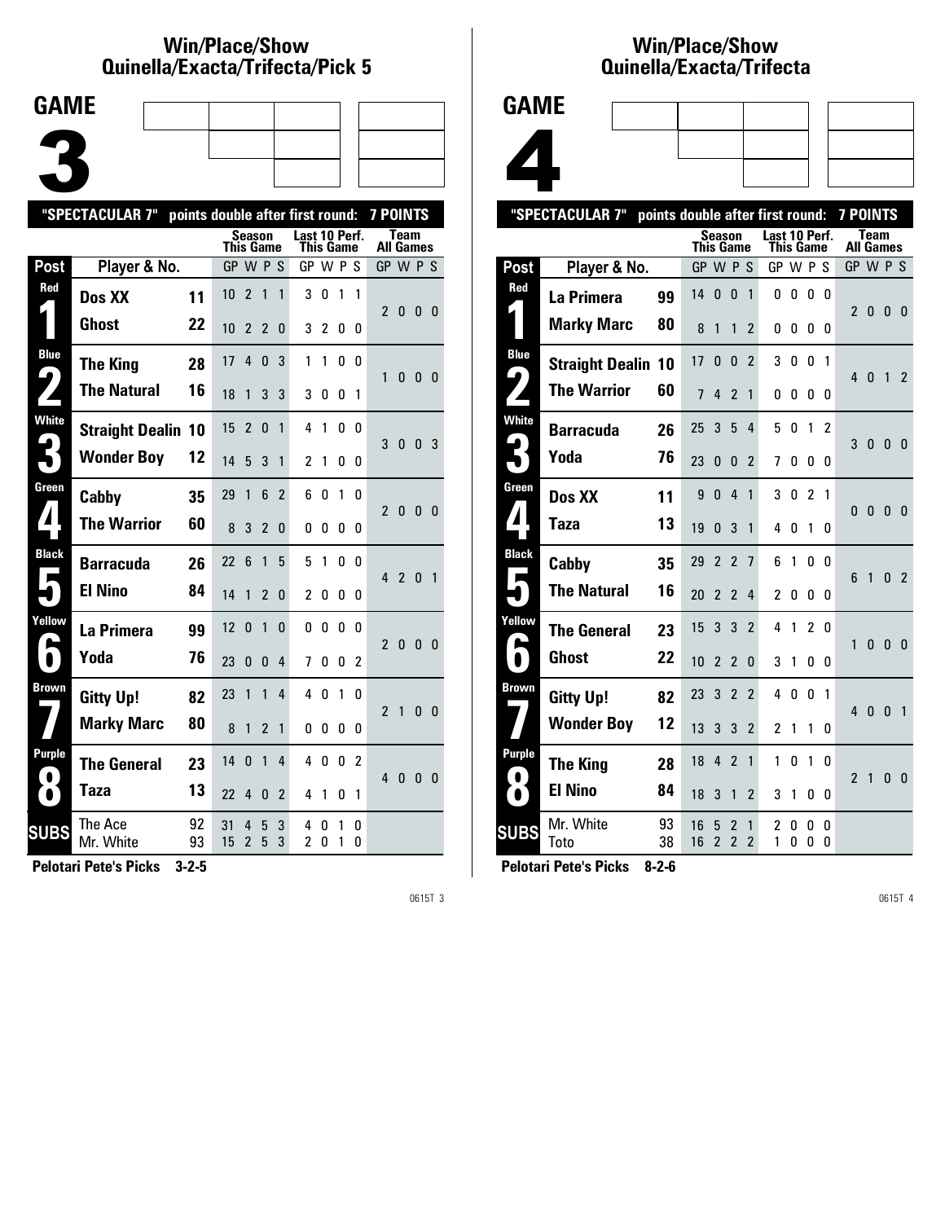## Win/Place/Show Quinella/Exacta/Trifecta/Pick 5

# GAME 3

"SPECTACULAR 7" points double after first round: 7 POINTS

| Post | Player & No. | | Season This Game GP | W | P | S | Last 10 Perf. This Game GP | W | P | S | Team All Games GP | W | P | S |
|---|---|---|---|---|---|---|---|---|---|---|---|---|---|---|
| Red 1 | Dos XX | 11 | 10 | 2 | 1 | 1 | 3 | 0 | 1 | 1 | 2 | 0 | 0 | 0 |
| | Ghost | 22 | 10 | 2 | 2 | 0 | 3 | 2 | 0 | 0 | | | | |
| Blue 2 | The King | 28 | 17 | 4 | 0 | 3 | 1 | 1 | 0 | 0 | 1 | 0 | 0 | 0 |
| | The Natural | 16 | 18 | 1 | 3 | 3 | 3 | 0 | 0 | 1 | | | | |
| White 3 | Straight Dealin | 10 | 15 | 2 | 0 | 1 | 4 | 1 | 0 | 0 | 3 | 0 | 0 | 3 |
| | Wonder Boy | 12 | 14 | 5 | 3 | 1 | 2 | 1 | 0 | 0 | | | | |
| Green 4 | Cabby | 35 | 29 | 1 | 6 | 2 | 6 | 0 | 1 | 0 | 2 | 0 | 0 | 0 |
| | The Warrior | 60 | 8 | 3 | 2 | 0 | 0 | 0 | 0 | 0 | | | | |
| Black 5 | Barracuda | 26 | 22 | 6 | 1 | 5 | 5 | 1 | 0 | 0 | 4 | 2 | 0 | 1 |
| | El Nino | 84 | 14 | 1 | 2 | 0 | 2 | 0 | 0 | 0 | | | | |
| Yellow 6 | La Primera | 99 | 12 | 0 | 1 | 0 | 0 | 0 | 0 | 0 | 2 | 0 | 0 | 0 |
| | Yoda | 76 | 23 | 0 | 0 | 4 | 7 | 0 | 0 | 2 | | | | |
| Brown 7 | Gitty Up! | 82 | 23 | 1 | 1 | 4 | 4 | 0 | 1 | 0 | 2 | 1 | 0 | 0 |
| | Marky Marc | 80 | 8 | 1 | 2 | 1 | 0 | 0 | 0 | 0 | | | | |
| Purple 8 | The General | 23 | 14 | 0 | 1 | 4 | 4 | 0 | 0 | 2 | 4 | 0 | 0 | 0 |
| | Taza | 13 | 22 | 4 | 0 | 2 | 4 | 1 | 0 | 1 | | | | |
| SUBS | The Ace | 92 | 31 | 4 | 5 | 3 | 4 | 0 | 1 | 0 | | | | |
| | Mr. White | 93 | 15 | 2 | 5 | 3 | 2 | 0 | 1 | 0 | | | | |

**Pelotari Pete's Picks 3-2-5**

## Win/Place/Show Quinella/Exacta/Trifecta

# GAME 4

"SPECTACULAR 7" points double after first round: 7 POINTS

| Post | Player & No. | | Season This Game GP | W | P | S | Last 10 Perf. This Game GP | W | P | S | Team All Games GP | W | P | S |
|---|---|---|---|---|---|---|---|---|---|---|---|---|---|---|
| Red 1 | La Primera | 99 | 14 | 0 | 0 | 1 | 0 | 0 | 0 | 0 | 2 | 0 | 0 | 0 |
| | Marky Marc | 80 | 8 | 1 | 1 | 2 | 0 | 0 | 0 | 0 | | | | |
| Blue 2 | Straight Dealin | 10 | 17 | 0 | 0 | 2 | 3 | 0 | 0 | 1 | 4 | 0 | 1 | 2 |
| | The Warrior | 60 | 7 | 4 | 2 | 1 | 0 | 0 | 0 | 0 | | | | |
| White 3 | Barracuda | 26 | 25 | 3 | 5 | 4 | 5 | 0 | 1 | 2 | 3 | 0 | 0 | 0 |
| | Yoda | 76 | 23 | 0 | 0 | 2 | 7 | 0 | 0 | 0 | | | | |
| Green 4 | Dos XX | 11 | 9 | 0 | 4 | 1 | 3 | 0 | 2 | 1 | 0 | 0 | 0 | 0 |
| | Taza | 13 | 19 | 0 | 3 | 1 | 4 | 0 | 1 | 0 | | | | |
| Black 5 | Cabby | 35 | 29 | 2 | 2 | 7 | 6 | 1 | 0 | 0 | 6 | 1 | 0 | 2 |
| | The Natural | 16 | 20 | 2 | 2 | 4 | 2 | 0 | 0 | 0 | | | | |
| Yellow 6 | The General | 23 | 15 | 3 | 3 | 2 | 4 | 1 | 2 | 0 | 1 | 0 | 0 | 0 |
| | Ghost | 22 | 10 | 2 | 2 | 0 | 3 | 1 | 0 | 0 | | | | |
| Brown 7 | Gitty Up! | 82 | 23 | 3 | 2 | 2 | 4 | 0 | 0 | 1 | 4 | 0 | 0 | 1 |
| | Wonder Boy | 12 | 13 | 3 | 3 | 2 | 2 | 1 | 1 | 0 | | | | |
| Purple 8 | The King | 28 | 18 | 4 | 2 | 1 | 1 | 0 | 1 | 0 | 2 | 1 | 0 | 0 |
| | El Nino | 84 | 18 | 3 | 1 | 2 | 3 | 1 | 0 | 0 | | | | |
| SUBS | Mr. White | 93 | 16 | 5 | 2 | 1 | 2 | 0 | 0 | 0 | | | | |
| | Toto | 38 | 16 | 2 | 2 | 2 | 1 | 0 | 0 | 0 | | | | |

**Pelotari Pete's Picks 8-2-6**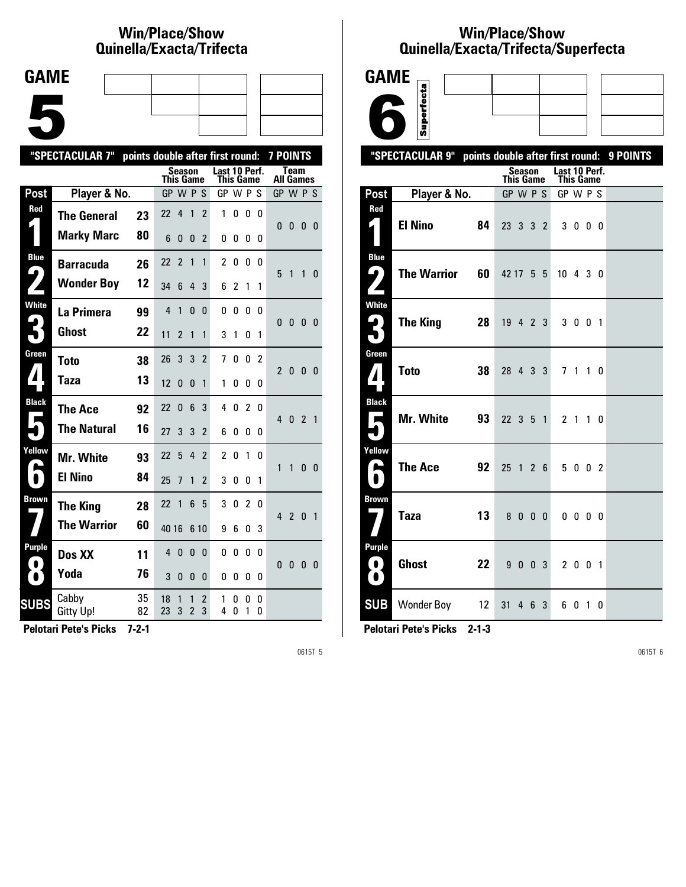## Win/Place/Show Quinella/Exacta/Trifecta

# GAME 5

"SPECTACULAR 7" points double after first round: 7 POINTS

| Post | Player & No. | | Season This Game GP W P S | Last 10 Perf. This Game GP W P S | Team All Games GP W P S |
|---|---|---|---|---|---|
| Red 1 | The General | 23 | 22 4 1 2 | 1 0 0 0 | 0 0 0 0 |
| | Marky Marc | 80 | 6 0 0 2 | 0 0 0 0 | |
| Blue 2 | Barracuda | 26 | 22 2 1 1 | 2 0 0 0 | 5 1 1 0 |
| | Wonder Boy | 12 | 34 6 4 3 | 6 2 1 1 | |
| White 3 | La Primera | 99 | 4 1 0 0 | 0 0 0 0 | 0 0 0 0 |
| | Ghost | 22 | 11 2 1 1 | 3 1 0 1 | |
| Green 4 | Toto | 38 | 26 3 3 2 | 7 0 0 2 | 2 0 0 0 |
| | Taza | 13 | 12 0 0 1 | 1 0 0 0 | |
| Black 5 | The Ace | 92 | 22 0 6 3 | 4 0 2 0 | 4 0 2 1 |
| | The Natural | 16 | 27 3 3 2 | 6 0 0 0 | |
| Yellow 6 | Mr. White | 93 | 22 5 4 2 | 2 0 1 0 | 1 1 0 0 |
| | El Nino | 84 | 25 7 1 2 | 3 0 0 1 | |
| Brown 7 | The King | 28 | 22 1 6 5 | 3 0 2 0 | 4 2 0 1 |
| | The Warrior | 60 | 40 16 6 10 | 9 6 0 3 | |
| Purple 8 | Dos XX | 11 | 4 0 0 0 | 0 0 0 0 | 0 0 0 0 |
| | Yoda | 76 | 3 0 0 0 | 0 0 0 0 | |
| SUBS | Cabby | 35 | 18 1 1 2 | 1 0 0 0 | |
| | Gitty Up! | 82 | 23 3 2 3 | 4 0 1 0 | |

**Pelotari Pete's Picks 7-2-1**

## Win/Place/Show Quinella/Exacta/Trifecta/Superfecta

# GAME 6

Superfecta

"SPECTACULAR 9" points double after first round: 9 POINTS

| Post | Player & No. | | Season This Game GP W P S | Last 10 Perf. This Game GP W P S |
|---|---|---|---|---|
| Red 1 | El Nino | 84 | 23 3 3 2 | 3 0 0 0 |
| Blue 2 | The Warrior | 60 | 42 17 5 5 | 10 4 3 0 |
| White 3 | The King | 28 | 19 4 2 3 | 3 0 0 1 |
| Green 4 | Toto | 38 | 28 4 3 3 | 7 1 1 0 |
| Black 5 | Mr. White | 93 | 22 3 5 1 | 2 1 1 0 |
| Yellow 6 | The Ace | 92 | 25 1 2 6 | 5 0 0 2 |
| Brown 7 | Taza | 13 | 8 0 0 0 | 0 0 0 0 |
| Purple 8 | Ghost | 22 | 9 0 0 3 | 2 0 0 1 |
| SUB | Wonder Boy | 12 | 31 4 6 3 | 6 0 1 0 |

**Pelotari Pete's Picks 2-1-3**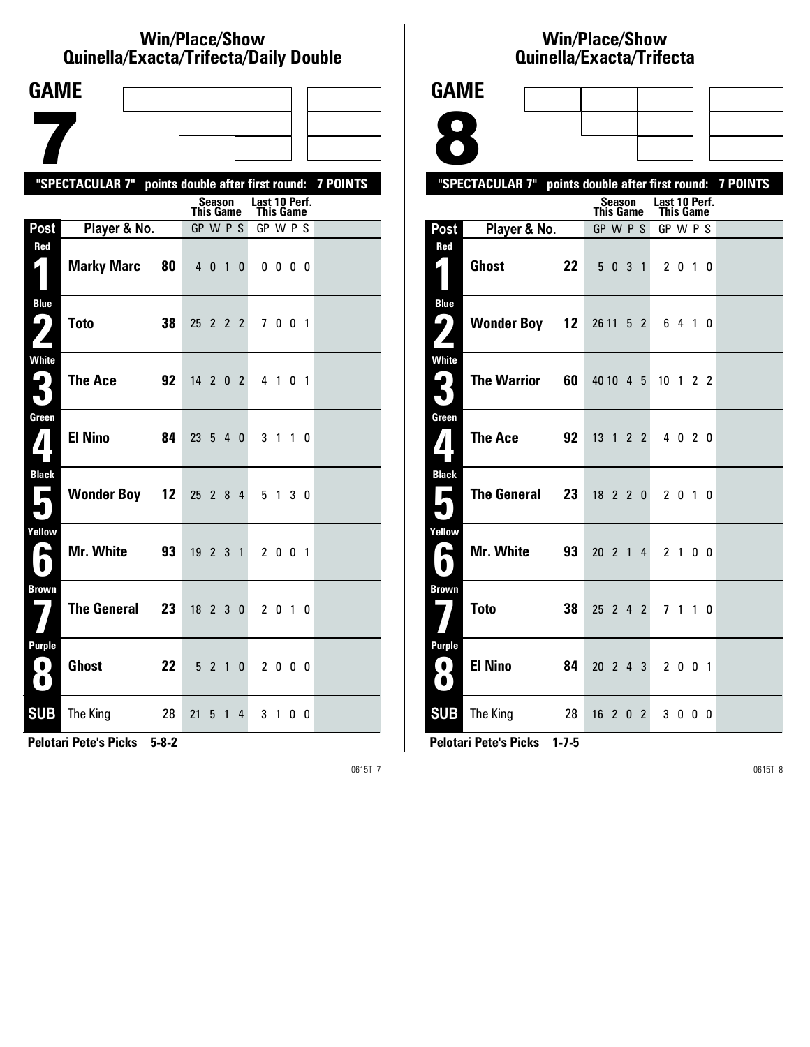## Win/Place/Show
## Quinella/Exacta/Trifecta/Daily Double

# GAME 7

**"SPECTACULAR 7" points double after first round: 7 POINTS**

| Post | Player & No. | | Season This Game GP W P S | Last 10 Perf. This Game GP W P S |
|---|---|---|---|---|
| Red 1 | Marky Marc | 80 | 4 0 1 0 | 0 0 0 0 |
| Blue 2 | Toto | 38 | 25 2 2 2 | 7 0 0 1 |
| White 3 | The Ace | 92 | 14 2 0 2 | 4 1 0 1 |
| Green 4 | El Nino | 84 | 23 5 4 0 | 3 1 1 0 |
| Black 5 | Wonder Boy | 12 | 25 2 8 4 | 5 1 3 0 |
| Yellow 6 | Mr. White | 93 | 19 2 3 1 | 2 0 0 1 |
| Brown 7 | The General | 23 | 18 2 3 0 | 2 0 1 0 |
| Purple 8 | Ghost | 22 | 5 2 1 0 | 2 0 0 0 |
| SUB | The King | 28 | 21 5 1 4 | 3 1 0 0 |

**Pelotari Pete's Picks 5-8-2**

0615T 7

## Win/Place/Show
## Quinella/Exacta/Trifecta

# GAME 8

**"SPECTACULAR 7" points double after first round: 7 POINTS**

| Post | Player & No. | | Season This Game GP W P S | Last 10 Perf. This Game GP W P S |
|---|---|---|---|---|
| Red 1 | Ghost | 22 | 5 0 3 1 | 2 0 1 0 |
| Blue 2 | Wonder Boy | 12 | 26 11 5 2 | 6 4 1 0 |
| White 3 | The Warrior | 60 | 40 10 4 5 | 10 1 2 2 |
| Green 4 | The Ace | 92 | 13 1 2 2 | 4 0 2 0 |
| Black 5 | The General | 23 | 18 2 2 0 | 2 0 1 0 |
| Yellow 6 | Mr. White | 93 | 20 2 1 4 | 2 1 0 0 |
| Brown 7 | Toto | 38 | 25 2 4 2 | 7 1 1 0 |
| Purple 8 | El Nino | 84 | 20 2 4 3 | 2 0 0 1 |
| SUB | The King | 28 | 16 2 0 2 | 3 0 0 0 |

**Pelotari Pete's Picks 1-7-5**

0615T 8